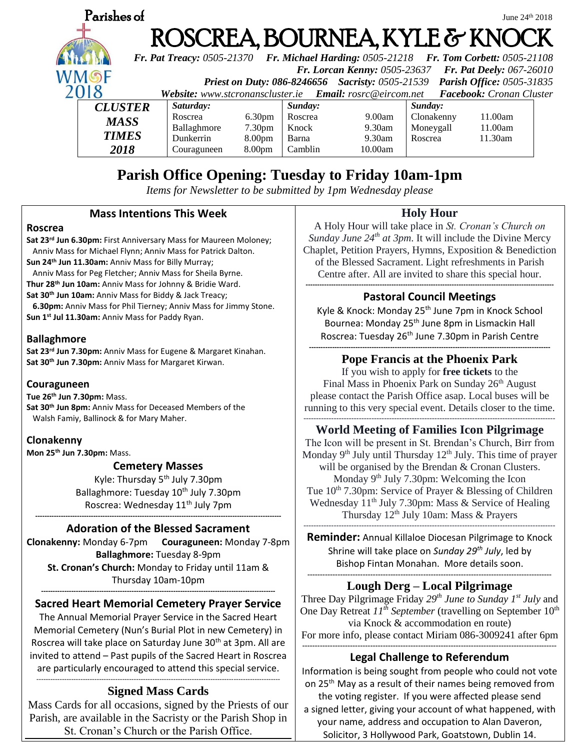Parishes of

June 24th 2018

# ROSCREA, BOURNEA, KYLE & KNOCK

***Fr. Pat Treacy:*** *0505-21370* ***Fr. Michael Harding:*** *0505-21218* ***Fr. Tom Corbett:*** *0505-21108*
***Fr. Lorcan Kenny:*** *0505-23637* ***Fr. Pat Deely:*** *067-26010*
***Priest on Duty:*** ***086-8246656*** ***Sacristy:*** *0505-21539* ***Parish Office:*** *0505-31835*
***Website:*** *www.stcronanscluster.ie* ***Email:*** *rosrc@eircom.net* ***Facebook:*** *Cronan Cluster*

| ***CLUSTER MASS TIMES 2018*** | ***Saturday:*** | | ***Sunday:*** | | ***Sunday:*** | |
|---|---|---|---|---|---|---|
| | Roscrea | 6.30pm | Roscrea | 9.00am | Clonakenny | 11.00am |
| | Ballaghmore | 7.30pm | Knock | 9.30am | Moneygall | 11.00am |
| | Dunkerrin | 8.00pm | Barna | 9.30am | Roscrea | 11.30am |
| | Couraguneen | 8.00pm | Camblin | 10.00am | | |

## Parish Office Opening: Tuesday to Friday 10am-1pm

*Items for Newsletter to be submitted by 1pm Wednesday please*

### Mass Intentions This Week

**Roscrea**

**Sat 23rd Jun 6.30pm:** First Anniversary Mass for Maureen Moloney; Anniv Mass for Michael Flynn; Anniv Mass for Patrick Dalton.
**Sun 24th Jun 11.30am:** Anniv Mass for Billy Murray; Anniv Mass for Peg Fletcher; Anniv Mass for Sheila Byrne.
**Thur 28th Jun 10am:** Anniv Mass for Johnny & Bridie Ward.
**Sat 30th Jun 10am:** Anniv Mass for Biddy & Jack Treacy;
**6.30pm:** Anniv Mass for Phil Tierney; Anniv Mass for Jimmy Stone.
**Sun 1st Jul 11.30am:** Anniv Mass for Paddy Ryan.

**Ballaghmore**

**Sat 23rd Jun 7.30pm:** Anniv Mass for Eugene & Margaret Kinahan.
**Sat 30th Jun 7.30pm:** Anniv Mass for Margaret Kirwan.

**Couraguneen**

**Tue 26th Jun 7.30pm:** Mass.
**Sat 30th Jun 8pm:** Anniv Mass for Deceased Members of the Walsh Famiy, Ballinock & for Mary Maher.

**Clonakenny**

**Mon 25th Jun 7.30pm:** Mass.

### Cemetery Masses

Kyle: Thursday 5th July 7.30pm
Ballaghmore: Tuesday 10th July 7.30pm
Roscrea: Wednesday 11th July 7pm

### Adoration of the Blessed Sacrament

**Clonakenny:** Monday 6-7pm **Couraguneen:** Monday 7-8pm
**Ballaghmore:** Tuesday 8-9pm
**St. Cronan's Church:** Monday to Friday until 11am & Thursday 10am-10pm

### Sacred Heart Memorial Cemetery Prayer Service

The Annual Memorial Prayer Service in the Sacred Heart Memorial Cemetery (Nun's Burial Plot in new Cemetery) in Roscrea will take place on Saturday June 30th at 3pm. All are invited to attend – Past pupils of the Sacred Heart in Roscrea are particularly encouraged to attend this special service.

### Signed Mass Cards

Mass Cards for all occasions, signed by the Priests of our Parish, are available in the Sacristy or the Parish Shop in St. Cronan's Church or the Parish Office.

### Holy Hour

A Holy Hour will take place in *St. Cronan's Church on Sunday June 24th at 3pm*. It will include the Divine Mercy Chaplet, Petition Prayers, Hymns, Exposition & Benediction of the Blessed Sacrament. Light refreshments in Parish Centre after. All are invited to share this special hour.

### Pastoral Council Meetings

Kyle & Knock: Monday 25th June 7pm in Knock School
Bournea: Monday 25th June 8pm in Lismackin Hall
Roscrea: Tuesday 26th June 7.30pm in Parish Centre

### Pope Francis at the Phoenix Park

If you wish to apply for **free tickets** to the Final Mass in Phoenix Park on Sunday 26th August please contact the Parish Office asap. Local buses will be running to this very special event. Details closer to the time.

### World Meeting of Families Icon Pilgrimage

The Icon will be present in St. Brendan's Church, Birr from Monday 9th July until Thursday 12th July. This time of prayer will be organised by the Brendan & Cronan Clusters.
Monday 9th July 7.30pm: Welcoming the Icon
Tue 10th 7.30pm: Service of Prayer & Blessing of Children
Wednesday 11th July 7.30pm: Mass & Service of Healing
Thursday 12th July 10am: Mass & Prayers

**Reminder:** Annual Killaloe Diocesan Pilgrimage to Knock Shrine will take place on *Sunday 29th July*, led by Bishop Fintan Monahan. More details soon.

### Lough Derg – Local Pilgrimage

Three Day Pilgrimage Friday *29th June to Sunday 1st July* and One Day Retreat *11th September* (travelling on September 10th via Knock & accommodation en route)
For more info, please contact Miriam 086-3009241 after 6pm

### Legal Challenge to Referendum

Information is being sought from people who could not vote on 25th May as a result of their names being removed from the voting register. If you were affected please send a signed letter, giving your account of what happened, with your name, address and occupation to Alan Daveron, Solicitor, 3 Hollywood Park, Goatstown, Dublin 14.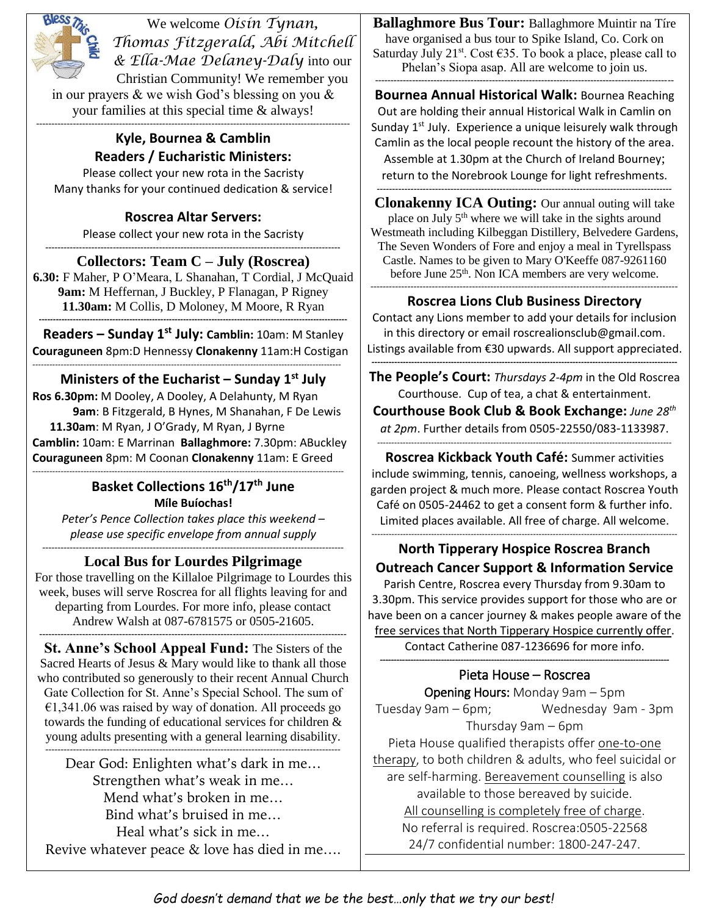We welcome *Oisín Tynan, Thomas Fitzgerald, Abi Mitchell & Ella-Mae Delaney-Daly* into our Christian Community! We remember you in our prayers & we wish God's blessing on you & your families at this special time & always!

---

## Kyle, Bournea & Camblin Readers / Eucharistic Ministers:

Please collect your new rota in the Sacristy
Many thanks for your continued dedication & service!

## Roscrea Altar Servers:

Please collect your new rota in the Sacristy

---

## Collectors: Team C – July (Roscrea)

**6.30:** F Maher, P O'Meara, L Shanahan, T Cordial, J McQuaid
**9am:** M Heffernan, J Buckley, P Flanagan, P Rigney
**11.30am:** M Collis, D Moloney, M Moore, R Ryan

---

**Readers – Sunday 1st July: Camblin:** 10am: M Stanley **Couraguneen** 8pm:D Hennessy **Clonakenny** 11am:H Costigan

---

## Ministers of the Eucharist – Sunday 1st July

**Ros 6.30pm:** M Dooley, A Dooley, A Delahunty, M Ryan
**9am**: B Fitzgerald, B Hynes, M Shanahan, F De Lewis
**11.30am**: M Ryan, J O'Grady, M Ryan, J Byrne
**Camblin:** 10am: E Marrinan **Ballaghmore:** 7.30pm: ABuckley
**Couraguneen** 8pm: M Coonan **Clonakenny** 11am: E Greed

---

## Basket Collections 16th/17th June

**Míle Buíochas!**

*Peter's Pence Collection takes place this weekend – please use specific envelope from annual supply*

---

## Local Bus for Lourdes Pilgrimage

For those travelling on the Killaloe Pilgrimage to Lourdes this week, buses will serve Roscrea for all flights leaving for and departing from Lourdes. For more info, please contact Andrew Walsh at 087-6781575 or 0505-21605.

---

**St. Anne's School Appeal Fund:** The Sisters of the Sacred Hearts of Jesus & Mary would like to thank all those who contributed so generously to their recent Annual Church Gate Collection for St. Anne's Special School. The sum of €1,341.06 was raised by way of donation. All proceeds go towards the funding of educational services for children & young adults presenting with a general learning disability.

---

Dear God: Enlighten what's dark in me…
Strengthen what's weak in me…
Mend what's broken in me…
Bind what's bruised in me…
Heal what's sick in me…
Revive whatever peace & love has died in me….

---

**Ballaghmore Bus Tour:** Ballaghmore Muintir na Tíre have organised a bus tour to Spike Island, Co. Cork on Saturday July 21st. Cost €35. To book a place, please call to Phelan's Siopa asap. All are welcome to join us.

---

**Bournea Annual Historical Walk:** Bournea Reaching Out are holding their annual Historical Walk in Camlin on Sunday 1st July. Experience a unique leisurely walk through Camlin as the local people recount the history of the area. Assemble at 1.30pm at the Church of Ireland Bourney; return to the Norebrook Lounge for light refreshments.

---

**Clonakenny ICA Outing:** Our annual outing will take place on July 5th where we will take in the sights around Westmeath including Kilbeggan Distillery, Belvedere Gardens, The Seven Wonders of Fore and enjoy a meal in Tyrellspass Castle. Names to be given to Mary O'Keeffe 087-9261160 before June 25th. Non ICA members are very welcome.

---

## Roscrea Lions Club Business Directory

Contact any Lions member to add your details for inclusion in this directory or email roscrealionsclub@gmail.com. Listings available from €30 upwards. All support appreciated.

---

**The People's Court:** *Thursdays 2-4pm* in the Old Roscrea Courthouse. Cup of tea, a chat & entertainment.

**Courthouse Book Club & Book Exchange:** *June 28th at 2pm*. Further details from 0505-22550/083-1133987.

---

**Roscrea Kickback Youth Café:** Summer activities include swimming, tennis, canoeing, wellness workshops, a garden project & much more. Please contact Roscrea Youth Café on 0505-24462 to get a consent form & further info. Limited places available. All free of charge. All welcome.

---

## North Tipperary Hospice Roscrea Branch Outreach Cancer Support & Information Service

Parish Centre, Roscrea every Thursday from 9.30am to 3.30pm. This service provides support for those who are or have been on a cancer journey & makes people aware of the free services that North Tipperary Hospice currently offer. Contact Catherine 087-1236696 for more info.

---

## Pieta House – Roscrea

Opening Hours: Monday 9am – 5pm
Tuesday 9am – 6pm; Wednesday 9am - 3pm
Thursday 9am – 6pm

Pieta House qualified therapists offer one-to-one therapy, to both children & adults, who feel suicidal or are self-harming. Bereavement counselling is also available to those bereaved by suicide.
All counselling is completely free of charge.
No referral is required. Roscrea:0505-22568
24/7 confidential number: 1800-247-247.

---

*God doesn't demand that we be the best…only that we try our best!*